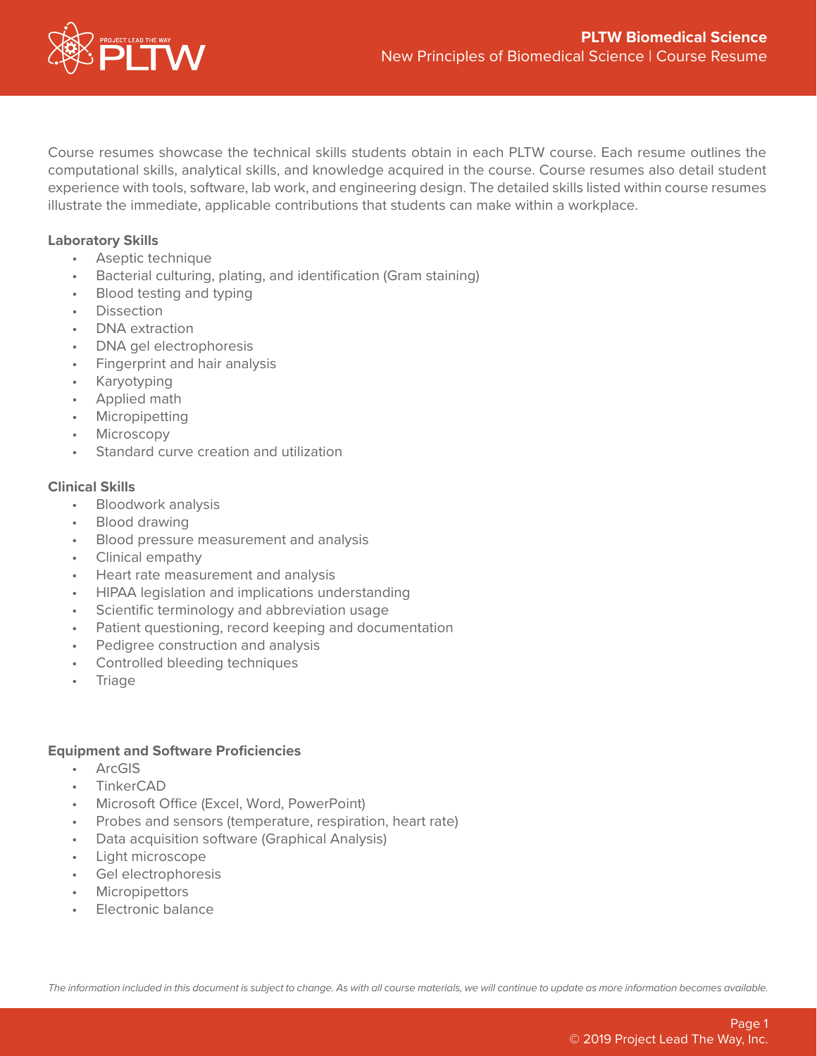# PLTW Biomedical Science

## New Principles of Biomedical Science | Course Resume

Course resumes showcase the technical skills students obtain in each PLTW course. Each resume outlines the computational skills, analytical skills, and knowledge acquired in the course. Course resumes also detail student experience with tools, software, lab work, and engineering design. The detailed skills listed within course resumes illustrate the immediate, applicable contributions that students can make within a workplace.

**Laboratory Skills**

- Aseptic technique
- Bacterial culturing, plating, and identification (Gram staining)
- Blood testing and typing
- Dissection
- DNA extraction
- DNA gel electrophoresis
- Fingerprint and hair analysis
- Karyotyping
- Applied math
- Micropipetting
- Microscopy
- Standard curve creation and utilization

**Clinical Skills**

- Bloodwork analysis
- Blood drawing
- Blood pressure measurement and analysis
- Clinical empathy
- Heart rate measurement and analysis
- HIPAA legislation and implications understanding
- Scientific terminology and abbreviation usage
- Patient questioning, record keeping and documentation
- Pedigree construction and analysis
- Controlled bleeding techniques
- Triage

**Equipment and Software Proficiencies**

- ArcGIS
- TinkerCAD
- Microsoft Office (Excel, Word, PowerPoint)
- Probes and sensors (temperature, respiration, heart rate)
- Data acquisition software (Graphical Analysis)
- Light microscope
- Gel electrophoresis
- Micropipettors
- Electronic balance

*The information included in this document is subject to change. As with all course materials, we will continue to update as more information becomes available.*

© 2019 Project Lead The Way, Inc.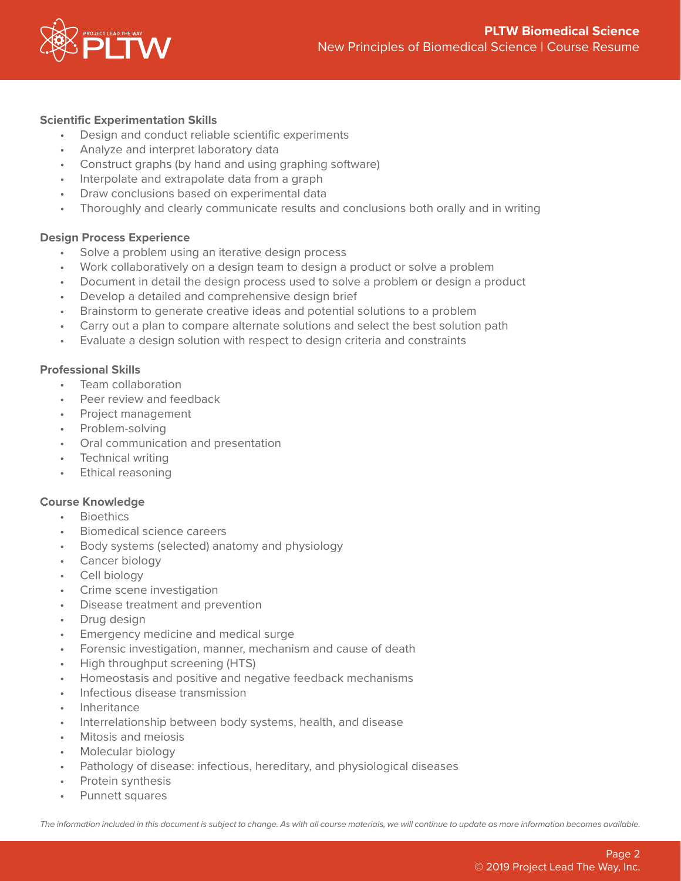**Scientific Experimentation Skills**

- Design and conduct reliable scientific experiments
- Analyze and interpret laboratory data
- Construct graphs (by hand and using graphing software)
- Interpolate and extrapolate data from a graph
- Draw conclusions based on experimental data
- Thoroughly and clearly communicate results and conclusions both orally and in writing

**Design Process Experience**

- Solve a problem using an iterative design process
- Work collaboratively on a design team to design a product or solve a problem
- Document in detail the design process used to solve a problem or design a product
- Develop a detailed and comprehensive design brief
- Brainstorm to generate creative ideas and potential solutions to a problem
- Carry out a plan to compare alternate solutions and select the best solution path
- Evaluate a design solution with respect to design criteria and constraints

**Professional Skills**

- Team collaboration
- Peer review and feedback
- Project management
- Problem-solving
- Oral communication and presentation
- Technical writing
- Ethical reasoning

**Course Knowledge**

- Bioethics
- Biomedical science careers
- Body systems (selected) anatomy and physiology
- Cancer biology
- Cell biology
- Crime scene investigation
- Disease treatment and prevention
- Drug design
- Emergency medicine and medical surge
- Forensic investigation, manner, mechanism and cause of death
- High throughput screening (HTS)
- Homeostasis and positive and negative feedback mechanisms
- Infectious disease transmission
- Inheritance
- Interrelationship between body systems, health, and disease
- Mitosis and meiosis
- Molecular biology
- Pathology of disease: infectious, hereditary, and physiological diseases
- Protein synthesis
- Punnett squares

*The information included in this document is subject to change. As with all course materials, we will continue to update as more information becomes available.*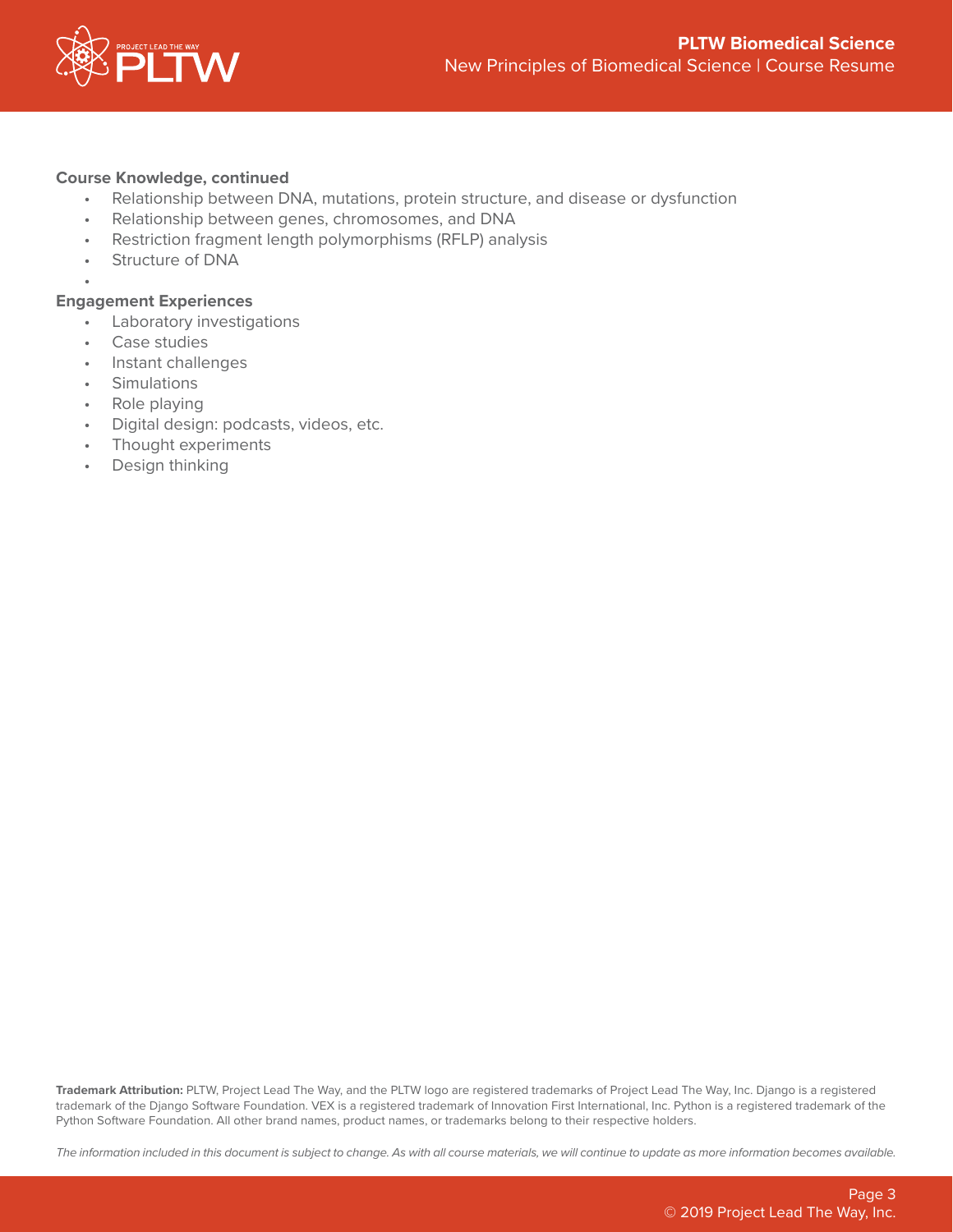**Course Knowledge, continued**

- Relationship between DNA, mutations, protein structure, and disease or dysfunction
- Relationship between genes, chromosomes, and DNA
- Restriction fragment length polymorphisms (RFLP) analysis
- Structure of DNA

**Engagement Experiences**

- Laboratory investigations
- Case studies
- Instant challenges
- Simulations
- Role playing
- Digital design: podcasts, videos, etc.
- Thought experiments
- Design thinking

**Trademark Attribution:** PLTW, Project Lead The Way, and the PLTW logo are registered trademarks of Project Lead The Way, Inc. Django is a registered trademark of the Django Software Foundation. VEX is a registered trademark of Innovation First International, Inc. Python is a registered trademark of the Python Software Foundation. All other brand names, product names, or trademarks belong to their respective holders.

*The information included in this document is subject to change. As with all course materials, we will continue to update as more information becomes available.*

© 2019 Project Lead The Way, Inc.